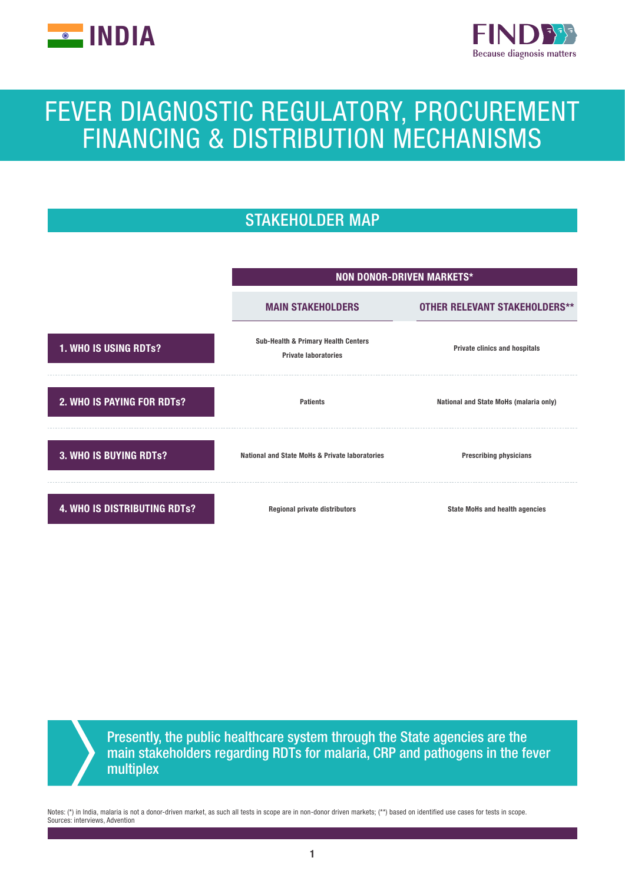# INDIA

# FEVER DIAGNOSTIC REGULATORY, PROCUREMENT FINANCING & DISTRIBUTION MECHANISMS

## STAKEHOLDER MAP

| | NON DONOR-DRIVEN MARKETS* | |
|---|---|---|
| | **MAIN STAKEHOLDERS** | **OTHER RELEVANT STAKEHOLDERS**** |
| **1. WHO IS USING RDTs?** | Sub-Health & Primary Health Centers<br>Private laboratories | Private clinics and hospitals |
| **2. WHO IS PAYING FOR RDTs?** | Patients | National and State MoHs (malaria only) |
| **3. WHO IS BUYING RDTs?** | National and State MoHs & Private laboratories | Prescribing physicians |
| **4. WHO IS DISTRIBUTING RDTs?** | Regional private distributors | State MoHs and health agencies |

Presently, the public healthcare system through the State agencies are the main stakeholders regarding RDTs for malaria, CRP and pathogens in the fever multiplex

Notes: (*) in India, malaria is not a donor-driven market, as such all tests in scope are in non-donor driven markets; (**) based on identified use cases for tests in scope.
Sources: interviews, Advention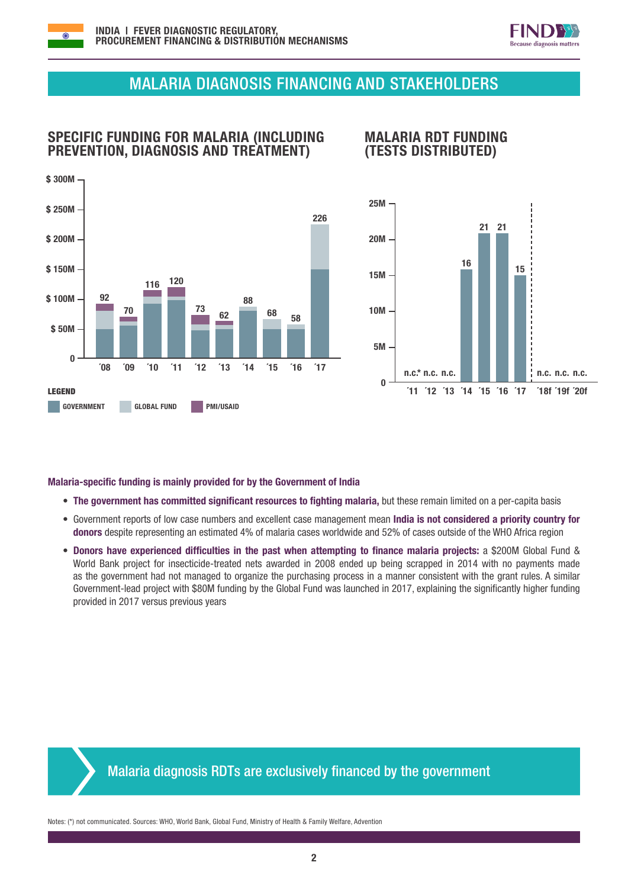## MALARIA DIAGNOSIS FINANCING AND STAKEHOLDERS

### SPECIFIC FUNDING FOR MALARIA (INCLUDING PREVENTION, DIAGNOSIS AND TREATMENT)

| Year | '08 | '09 | '10 | '11 | '12 | '13 | '14 | '15 | '16 | '17 |
|---|---|---|---|---|---|---|---|---|---|---|
| Total ($M) | 92 | 70 | 116 | 120 | 73 | 62 | 88 | 68 | 58 | 226 |

LEGEND: GOVERNMENT, GLOBAL FUND, PMI/USAID

### MALARIA RDT FUNDING (TESTS DISTRIBUTED)

| Year | '11 | '12 | '13 | '14 | '15 | '16 | '17 | '18f | '19f | '20f |
|---|---|---|---|---|---|---|---|---|---|---|
| Tests (M) | n.c.* | n.c. | n.c. | 16 | 21 | 21 | 15 | n.c. | n.c. | n.c. |

**Malaria-specific funding is mainly provided for by the Government of India**

- **The government has committed significant resources to fighting malaria,** but these remain limited on a per-capita basis
- Government reports of low case numbers and excellent case management mean **India is not considered a priority country for donors** despite representing an estimated 4% of malaria cases worldwide and 52% of cases outside of the WHO Africa region
- **Donors have experienced difficulties in the past when attempting to finance malaria projects:** a $200M Global Fund & World Bank project for insecticide-treated nets awarded in 2008 ended up being scrapped in 2014 with no payments made as the government had not managed to organize the purchasing process in a manner consistent with the grant rules. A similar Government-lead project with $80M funding by the Global Fund was launched in 2017, explaining the significantly higher funding provided in 2017 versus previous years

**Malaria diagnosis RDTs are exclusively financed by the government**

Notes: (*) not communicated. Sources: WHO, World Bank, Global Fund, Ministry of Health & Family Welfare, Advention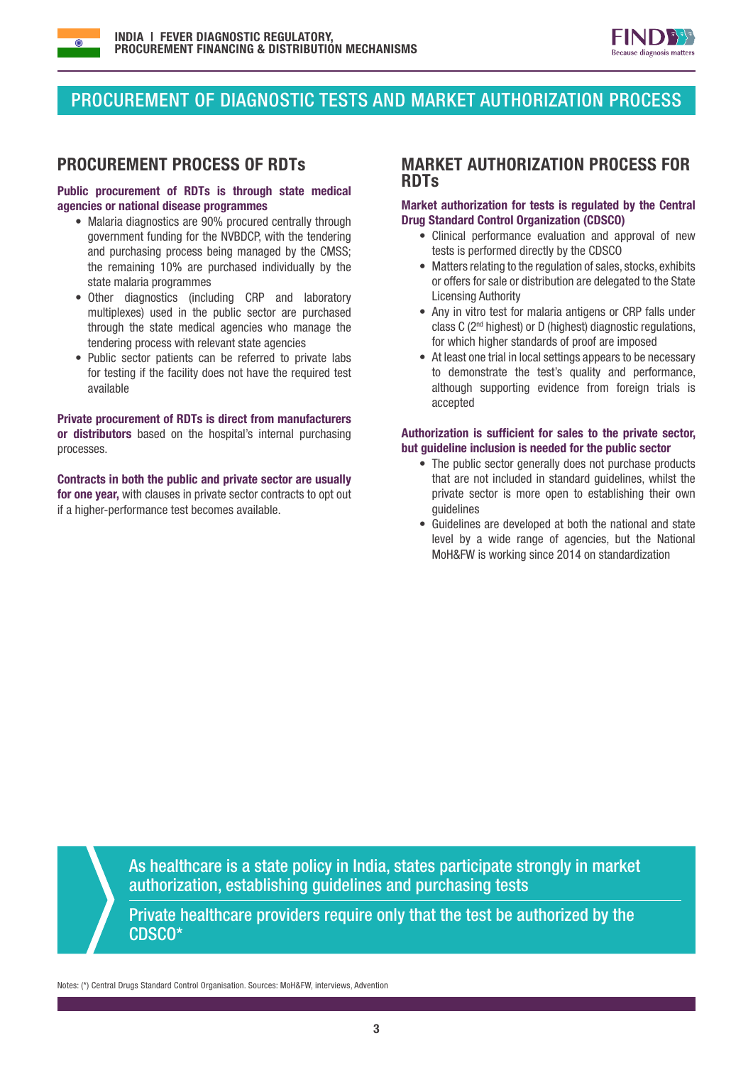# PROCUREMENT OF DIAGNOSTIC TESTS AND MARKET AUTHORIZATION PROCESS

## PROCUREMENT PROCESS OF RDTs

**Public procurement of RDTs is through state medical agencies or national disease programmes**

- Malaria diagnostics are 90% procured centrally through government funding for the NVBDCP, with the tendering and purchasing process being managed by the CMSS; the remaining 10% are purchased individually by the state malaria programmes
- Other diagnostics (including CRP and laboratory multiplexes) used in the public sector are purchased through the state medical agencies who manage the tendering process with relevant state agencies
- Public sector patients can be referred to private labs for testing if the facility does not have the required test available

**Private procurement of RDTs is direct from manufacturers or distributors** based on the hospital's internal purchasing processes.

**Contracts in both the public and private sector are usually for one year,** with clauses in private sector contracts to opt out if a higher-performance test becomes available.

## MARKET AUTHORIZATION PROCESS FOR RDTs

**Market authorization for tests is regulated by the Central Drug Standard Control Organization (CDSCO)**

- Clinical performance evaluation and approval of new tests is performed directly by the CDSCO
- Matters relating to the regulation of sales, stocks, exhibits or offers for sale or distribution are delegated to the State Licensing Authority
- Any in vitro test for malaria antigens or CRP falls under class C (2nd highest) or D (highest) diagnostic regulations, for which higher standards of proof are imposed
- At least one trial in local settings appears to be necessary to demonstrate the test's quality and performance, although supporting evidence from foreign trials is accepted

**Authorization is sufficient for sales to the private sector, but guideline inclusion is needed for the public sector**

- The public sector generally does not purchase products that are not included in standard guidelines, whilst the private sector is more open to establishing their own guidelines
- Guidelines are developed at both the national and state level by a wide range of agencies, but the National MoH&FW is working since 2014 on standardization

> As healthcare is a state policy in India, states participate strongly in market authorization, establishing guidelines and purchasing tests
>
> Private healthcare providers require only that the test be authorized by the CDSCO*

Notes: (*) Central Drugs Standard Control Organisation. Sources: MoH&FW, interviews, Advention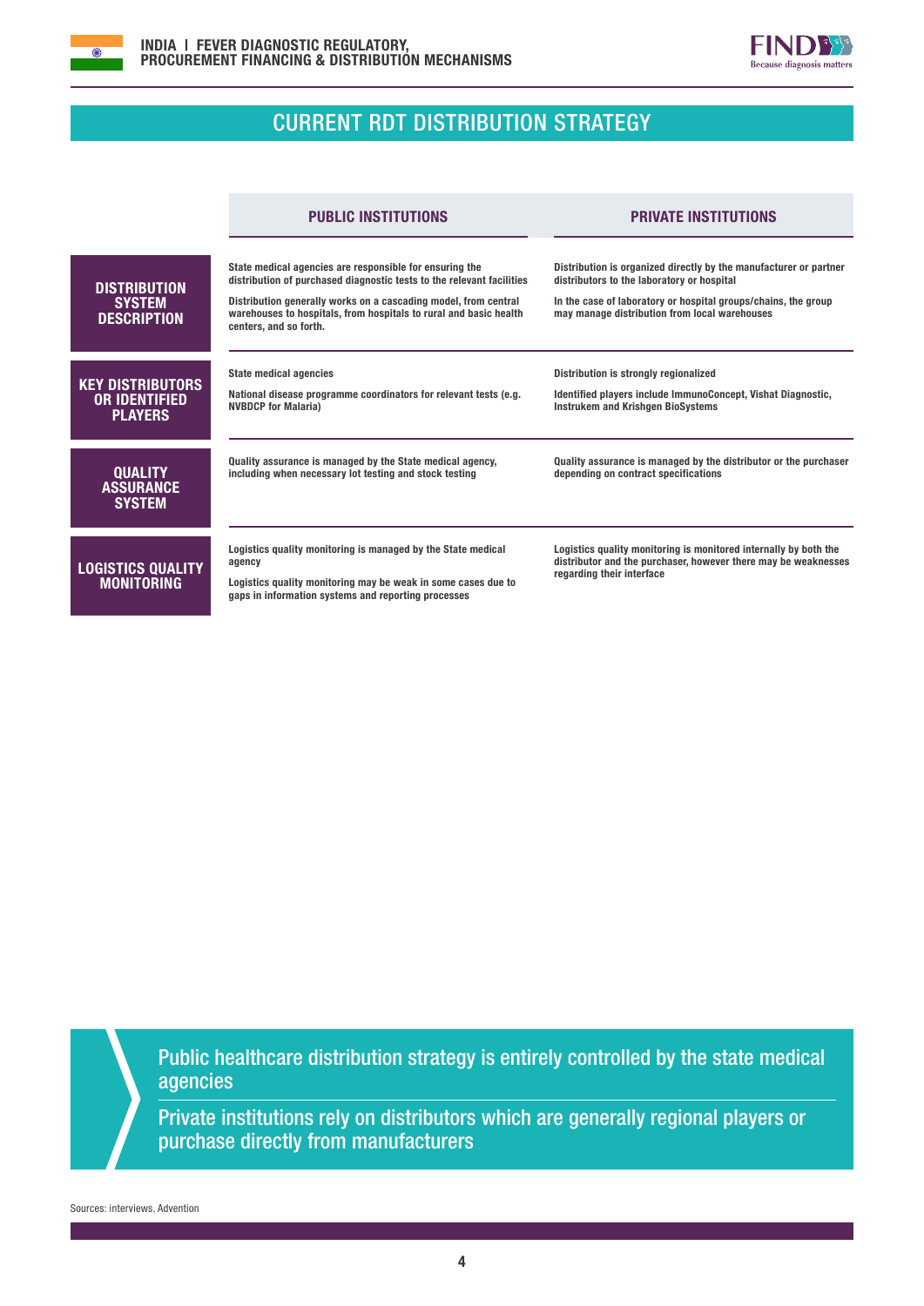# CURRENT RDT DISTRIBUTION STRATEGY

| | PUBLIC INSTITUTIONS | PRIVATE INSTITUTIONS |
|---|---|---|
| **DISTRIBUTION SYSTEM DESCRIPTION** | State medical agencies are responsible for ensuring the distribution of purchased diagnostic tests to the relevant facilities<br><br>Distribution generally works on a cascading model, from central warehouses to hospitals, from hospitals to rural and basic health centers, and so forth. | Distribution is organized directly by the manufacturer or partner distributors to the laboratory or hospital<br><br>In the case of laboratory or hospital groups/chains, the group may manage distribution from local warehouses |
| **KEY DISTRIBUTORS OR IDENTIFIED PLAYERS** | State medical agencies<br><br>National disease programme coordinators for relevant tests (e.g. NVBDCP for Malaria) | Distribution is strongly regionalized<br><br>Identified players include ImmunoConcept, Vishat Diagnostic, Instrukem and Krishgen BioSystems |
| **QUALITY ASSURANCE SYSTEM** | Quality assurance is managed by the State medical agency, including when necessary lot testing and stock testing | Quality assurance is managed by the distributor or the purchaser depending on contract specifications |
| **LOGISTICS QUALITY MONITORING** | Logistics quality monitoring is managed by the State medical agency<br><br>Logistics quality monitoring may be weak in some cases due to gaps in information systems and reporting processes | Logistics quality monitoring is monitored internally by both the distributor and the purchaser, however there may be weaknesses regarding their interface |

Public healthcare distribution strategy is entirely controlled by the state medical agencies

Private institutions rely on distributors which are generally regional players or purchase directly from manufacturers

Sources: interviews, Advention